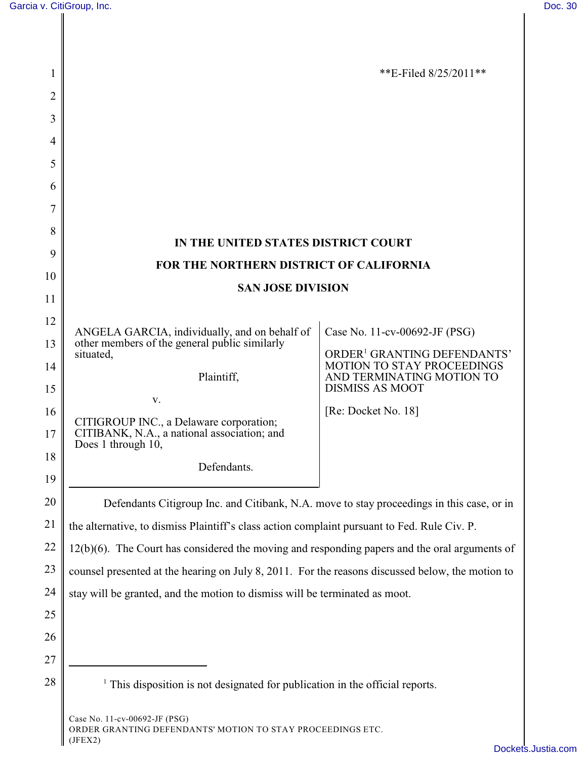**E-Filed 8/25/2011**

**IN THE UNITED STATES DISTRICT COURT**

**FOR THE NORTHERN DISTRICT OF CALIFORNIA**

**SAN JOSE DIVISION**

| | |
|---|---|
| ANGELA GARCIA, individually, and on behalf of other members of the general public similarly situated,<br><br>Plaintiff,<br><br>v.<br><br>CITIGROUP INC., a Delaware corporation; CITIBANK, N.A., a national association; and Does 1 through 10,<br><br>Defendants. | Case No. 11-cv-00692-JF (PSG)<br><br>ORDER[1] GRANTING DEFENDANTS' MOTION TO STAY PROCEEDINGS AND TERMINATING MOTION TO DISMISS AS MOOT<br><br>[Re: Docket No. 18] |

Defendants Citigroup Inc. and Citibank, N.A. move to stay proceedings in this case, or in the alternative, to dismiss Plaintiff's class action complaint pursuant to Fed. Rule Civ. P. 12(b)(6). The Court has considered the moving and responding papers and the oral arguments of counsel presented at the hearing on July 8, 2011. For the reasons discussed below, the motion to stay will be granted, and the motion to dismiss will be terminated as moot.

---

[1] This disposition is not designated for publication in the official reports.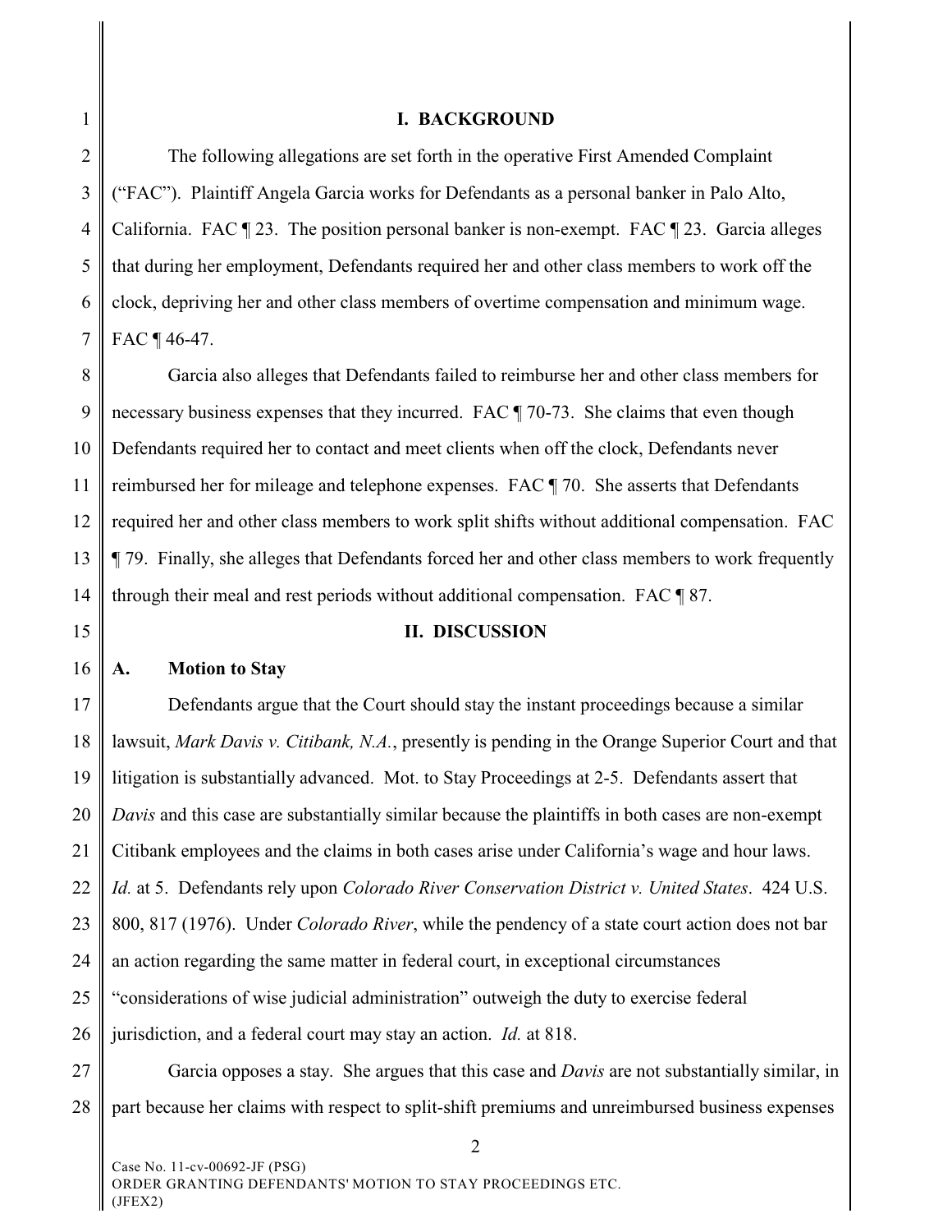## I. BACKGROUND

The following allegations are set forth in the operative First Amended Complaint ("FAC"). Plaintiff Angela Garcia works for Defendants as a personal banker in Palo Alto, California. FAC ¶ 23. The position personal banker is non-exempt. FAC ¶ 23. Garcia alleges that during her employment, Defendants required her and other class members to work off the clock, depriving her and other class members of overtime compensation and minimum wage. FAC ¶ 46-47.

Garcia also alleges that Defendants failed to reimburse her and other class members for necessary business expenses that they incurred. FAC ¶ 70-73. She claims that even though Defendants required her to contact and meet clients when off the clock, Defendants never reimbursed her for mileage and telephone expenses. FAC ¶ 70. She asserts that Defendants required her and other class members to work split shifts without additional compensation. FAC ¶ 79. Finally, she alleges that Defendants forced her and other class members to work frequently through their meal and rest periods without additional compensation. FAC ¶ 87.

## II. DISCUSSION

### A. Motion to Stay

Defendants argue that the Court should stay the instant proceedings because a similar lawsuit, *Mark Davis v. Citibank, N.A.*, presently is pending in the Orange Superior Court and that litigation is substantially advanced. Mot. to Stay Proceedings at 2-5. Defendants assert that *Davis* and this case are substantially similar because the plaintiffs in both cases are non-exempt Citibank employees and the claims in both cases arise under California's wage and hour laws. *Id.* at 5. Defendants rely upon *Colorado River Conservation District v. United States*. 424 U.S. 800, 817 (1976). Under *Colorado River*, while the pendency of a state court action does not bar an action regarding the same matter in federal court, in exceptional circumstances "considerations of wise judicial administration" outweigh the duty to exercise federal jurisdiction, and a federal court may stay an action. *Id.* at 818.

Garcia opposes a stay. She argues that this case and *Davis* are not substantially similar, in part because her claims with respect to split-shift premiums and unreimbursed business expenses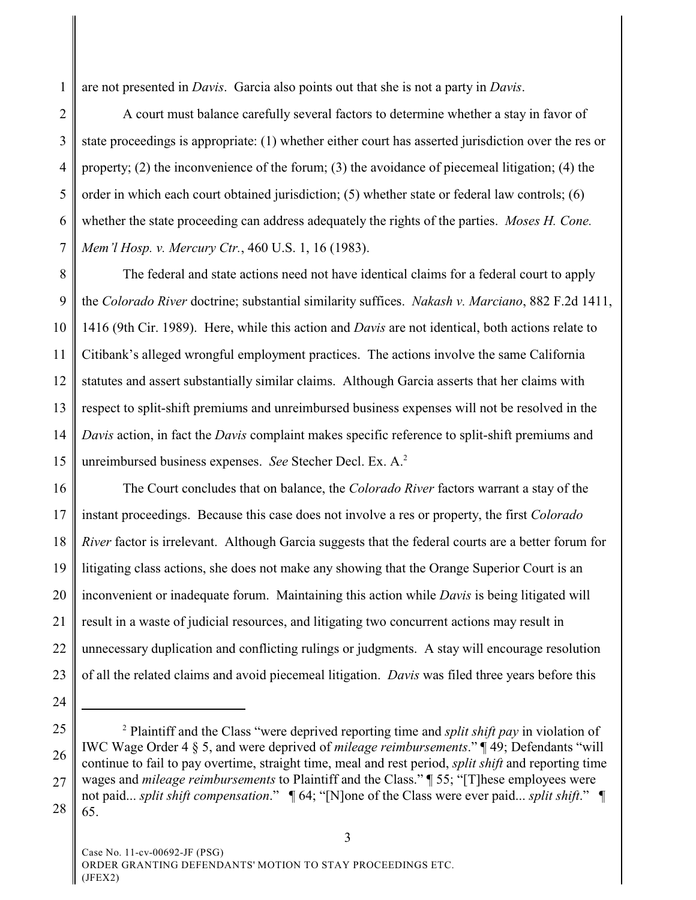are not presented in *Davis*. Garcia also points out that she is not a party in *Davis*.

A court must balance carefully several factors to determine whether a stay in favor of state proceedings is appropriate: (1) whether either court has asserted jurisdiction over the res or property; (2) the inconvenience of the forum; (3) the avoidance of piecemeal litigation; (4) the order in which each court obtained jurisdiction; (5) whether state or federal law controls; (6) whether the state proceeding can address adequately the rights of the parties. *Moses H. Cone. Mem'l Hosp. v. Mercury Ctr.*, 460 U.S. 1, 16 (1983).

The federal and state actions need not have identical claims for a federal court to apply the *Colorado River* doctrine; substantial similarity suffices. *Nakash v. Marciano*, 882 F.2d 1411, 1416 (9th Cir. 1989). Here, while this action and *Davis* are not identical, both actions relate to Citibank's alleged wrongful employment practices. The actions involve the same California statutes and assert substantially similar claims. Although Garcia asserts that her claims with respect to split-shift premiums and unreimbursed business expenses will not be resolved in the *Davis* action, in fact the *Davis* complaint makes specific reference to split-shift premiums and unreimbursed business expenses. *See* Stecher Decl. Ex. A.[2]

The Court concludes that on balance, the *Colorado River* factors warrant a stay of the instant proceedings. Because this case does not involve a res or property, the first *Colorado River* factor is irrelevant. Although Garcia suggests that the federal courts are a better forum for litigating class actions, she does not make any showing that the Orange Superior Court is an inconvenient or inadequate forum. Maintaining this action while *Davis* is being litigated will result in a waste of judicial resources, and litigating two concurrent actions may result in unnecessary duplication and conflicting rulings or judgments. A stay will encourage resolution of all the related claims and avoid piecemeal litigation. *Davis* was filed three years before this

---

[2] Plaintiff and the Class "were deprived reporting time and *split shift pay* in violation of IWC Wage Order 4 § 5, and were deprived of *mileage reimbursements*." ¶ 49; Defendants "will continue to fail to pay overtime, straight time, meal and rest period, *split shift* and reporting time wages and *mileage reimbursements* to Plaintiff and the Class." ¶ 55; "[T]hese employees were not paid... *split shift compensation*." ¶ 64; "[N]one of the Class were ever paid... *split shift*." ¶ 65.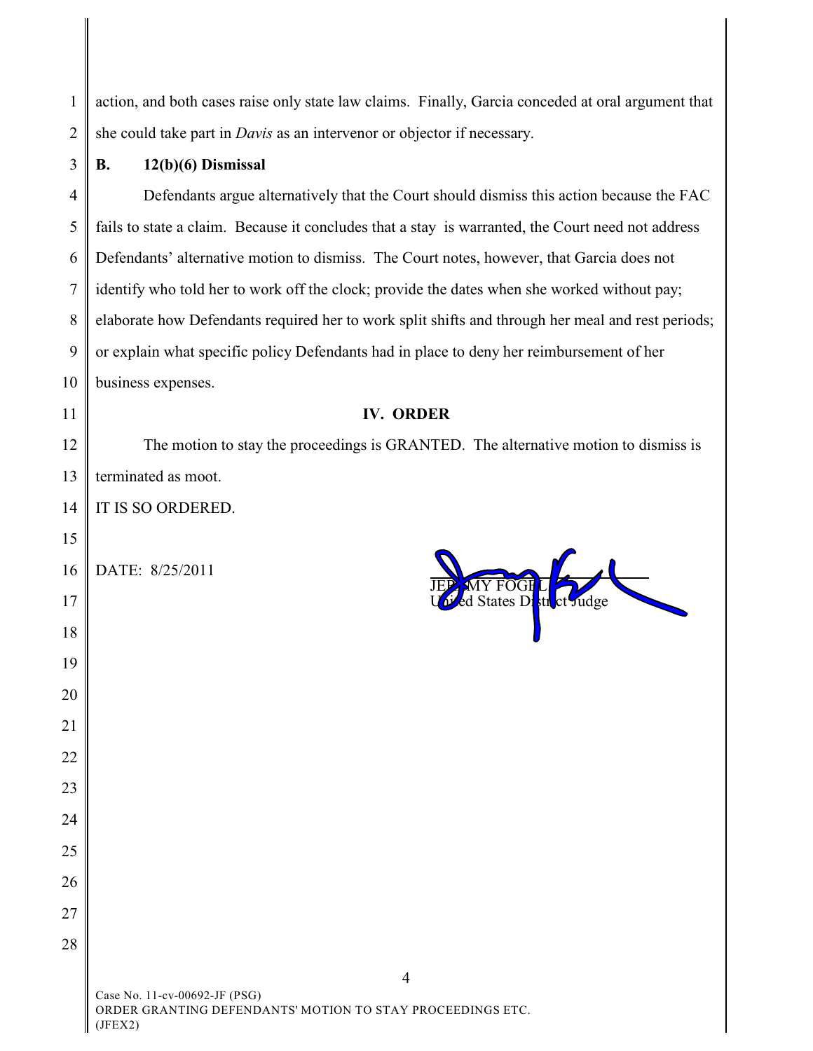action, and both cases raise only state law claims. Finally, Garcia conceded at oral argument that she could take part in *Davis* as an intervenor or objector if necessary.

**B. 12(b)(6) Dismissal**

Defendants argue alternatively that the Court should dismiss this action because the FAC fails to state a claim. Because it concludes that a stay is warranted, the Court need not address Defendants' alternative motion to dismiss. The Court notes, however, that Garcia does not identify who told her to work off the clock; provide the dates when she worked without pay; elaborate how Defendants required her to work split shifts and through her meal and rest periods; or explain what specific policy Defendants had in place to deny her reimbursement of her business expenses.

## IV. ORDER

The motion to stay the proceedings is GRANTED. The alternative motion to dismiss is terminated as moot.

IT IS SO ORDERED.

DATE: 8/25/2011

JEREMY FOGEL
United States District Judge

Case No. 11-cv-00692-JF (PSG)
ORDER GRANTING DEFENDANTS' MOTION TO STAY PROCEEDINGS ETC.
(JFEX2)